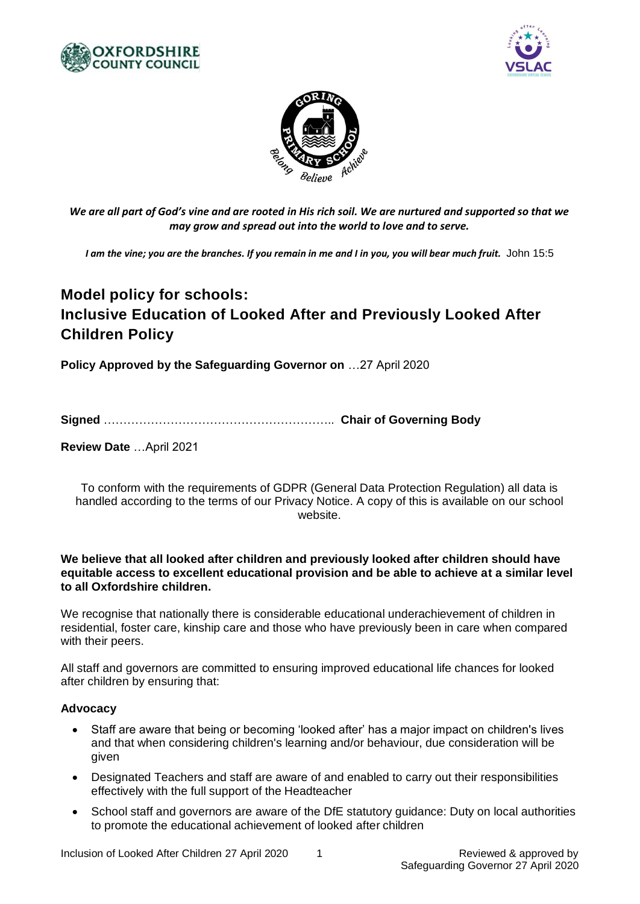*We are all part of God's vine and are rooted in His rich soil. We are nurtured and supported so that we may grow and spread out into the world to love and to serve.*

***I am the vine; you are the branches. If you remain in me and I in you, you will bear much fruit.*** John 15:5

# Model policy for schools: Inclusive Education of Looked After and Previously Looked After Children Policy

**Policy Approved by the Safeguarding Governor on** …27 April 2020

**Signed** ………………………………………………….. **Chair of Governing Body**

**Review Date** …April 2021

To conform with the requirements of GDPR (General Data Protection Regulation) all data is handled according to the terms of our Privacy Notice. A copy of this is available on our school website.

**We believe that all looked after children and previously looked after children should have equitable access to excellent educational provision and be able to achieve at a similar level to all Oxfordshire children.**

We recognise that nationally there is considerable educational underachievement of children in residential, foster care, kinship care and those who have previously been in care when compared with their peers.

All staff and governors are committed to ensuring improved educational life chances for looked after children by ensuring that:

### Advocacy

- Staff are aware that being or becoming 'looked after' has a major impact on children's lives and that when considering children's learning and/or behaviour, due consideration will be given
- Designated Teachers and staff are aware of and enabled to carry out their responsibilities effectively with the full support of the Headteacher
- School staff and governors are aware of the DfE statutory guidance: Duty on local authorities to promote the educational achievement of looked after children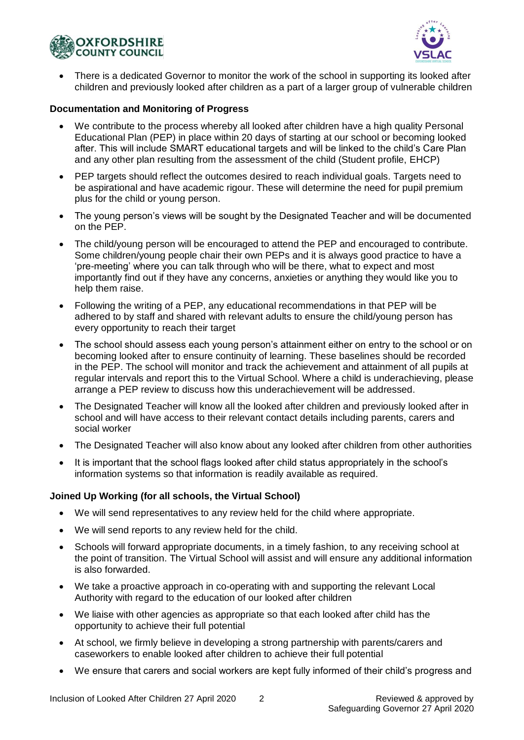- There is a dedicated Governor to monitor the work of the school in supporting its looked after children and previously looked after children as a part of a larger group of vulnerable children

**Documentation and Monitoring of Progress**

- We contribute to the process whereby all looked after children have a high quality Personal Educational Plan (PEP) in place within 20 days of starting at our school or becoming looked after. This will include SMART educational targets and will be linked to the child's Care Plan and any other plan resulting from the assessment of the child (Student profile, EHCP)
- PEP targets should reflect the outcomes desired to reach individual goals. Targets need to be aspirational and have academic rigour. These will determine the need for pupil premium plus for the child or young person.
- The young person's views will be sought by the Designated Teacher and will be documented on the PEP.
- The child/young person will be encouraged to attend the PEP and encouraged to contribute. Some children/young people chair their own PEPs and it is always good practice to have a 'pre-meeting' where you can talk through who will be there, what to expect and most importantly find out if they have any concerns, anxieties or anything they would like you to help them raise.
- Following the writing of a PEP, any educational recommendations in that PEP will be adhered to by staff and shared with relevant adults to ensure the child/young person has every opportunity to reach their target
- The school should assess each young person's attainment either on entry to the school or on becoming looked after to ensure continuity of learning. These baselines should be recorded in the PEP. The school will monitor and track the achievement and attainment of all pupils at regular intervals and report this to the Virtual School. Where a child is underachieving, please arrange a PEP review to discuss how this underachievement will be addressed.
- The Designated Teacher will know all the looked after children and previously looked after in school and will have access to their relevant contact details including parents, carers and social worker
- The Designated Teacher will also know about any looked after children from other authorities
- It is important that the school flags looked after child status appropriately in the school's information systems so that information is readily available as required.

**Joined Up Working (for all schools, the Virtual School)**

- We will send representatives to any review held for the child where appropriate.
- We will send reports to any review held for the child.
- Schools will forward appropriate documents, in a timely fashion, to any receiving school at the point of transition. The Virtual School will assist and will ensure any additional information is also forwarded.
- We take a proactive approach in co-operating with and supporting the relevant Local Authority with regard to the education of our looked after children
- We liaise with other agencies as appropriate so that each looked after child has the opportunity to achieve their full potential
- At school, we firmly believe in developing a strong partnership with parents/carers and caseworkers to enable looked after children to achieve their full potential
- We ensure that carers and social workers are kept fully informed of their child's progress and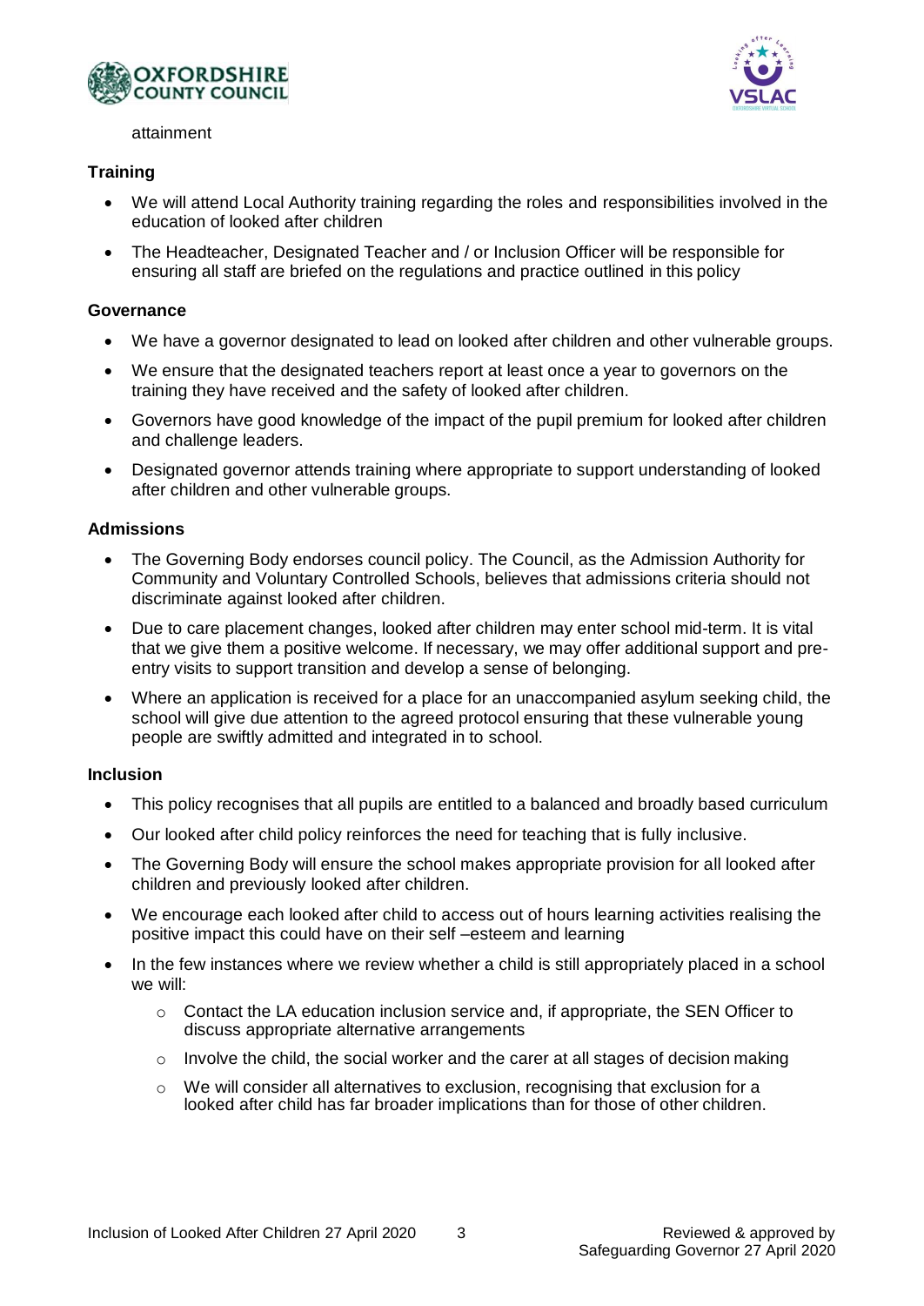attainment

**Training**

- We will attend Local Authority training regarding the roles and responsibilities involved in the education of looked after children
- The Headteacher, Designated Teacher and / or Inclusion Officer will be responsible for ensuring all staff are briefed on the regulations and practice outlined in this policy

**Governance**

- We have a governor designated to lead on looked after children and other vulnerable groups.
- We ensure that the designated teachers report at least once a year to governors on the training they have received and the safety of looked after children.
- Governors have good knowledge of the impact of the pupil premium for looked after children and challenge leaders.
- Designated governor attends training where appropriate to support understanding of looked after children and other vulnerable groups.

**Admissions**

- The Governing Body endorses council policy. The Council, as the Admission Authority for Community and Voluntary Controlled Schools, believes that admissions criteria should not discriminate against looked after children.
- Due to care placement changes, looked after children may enter school mid-term. It is vital that we give them a positive welcome. If necessary, we may offer additional support and pre-entry visits to support transition and develop a sense of belonging.
- Where an application is received for a place for an unaccompanied asylum seeking child, the school will give due attention to the agreed protocol ensuring that these vulnerable young people are swiftly admitted and integrated in to school.

**Inclusion**

- This policy recognises that all pupils are entitled to a balanced and broadly based curriculum
- Our looked after child policy reinforces the need for teaching that is fully inclusive.
- The Governing Body will ensure the school makes appropriate provision for all looked after children and previously looked after children.
- We encourage each looked after child to access out of hours learning activities realising the positive impact this could have on their self –esteem and learning
- In the few instances where we review whether a child is still appropriately placed in a school we will:
  - Contact the LA education inclusion service and, if appropriate, the SEN Officer to discuss appropriate alternative arrangements
  - Involve the child, the social worker and the carer at all stages of decision making
  - We will consider all alternatives to exclusion, recognising that exclusion for a looked after child has far broader implications than for those of other children.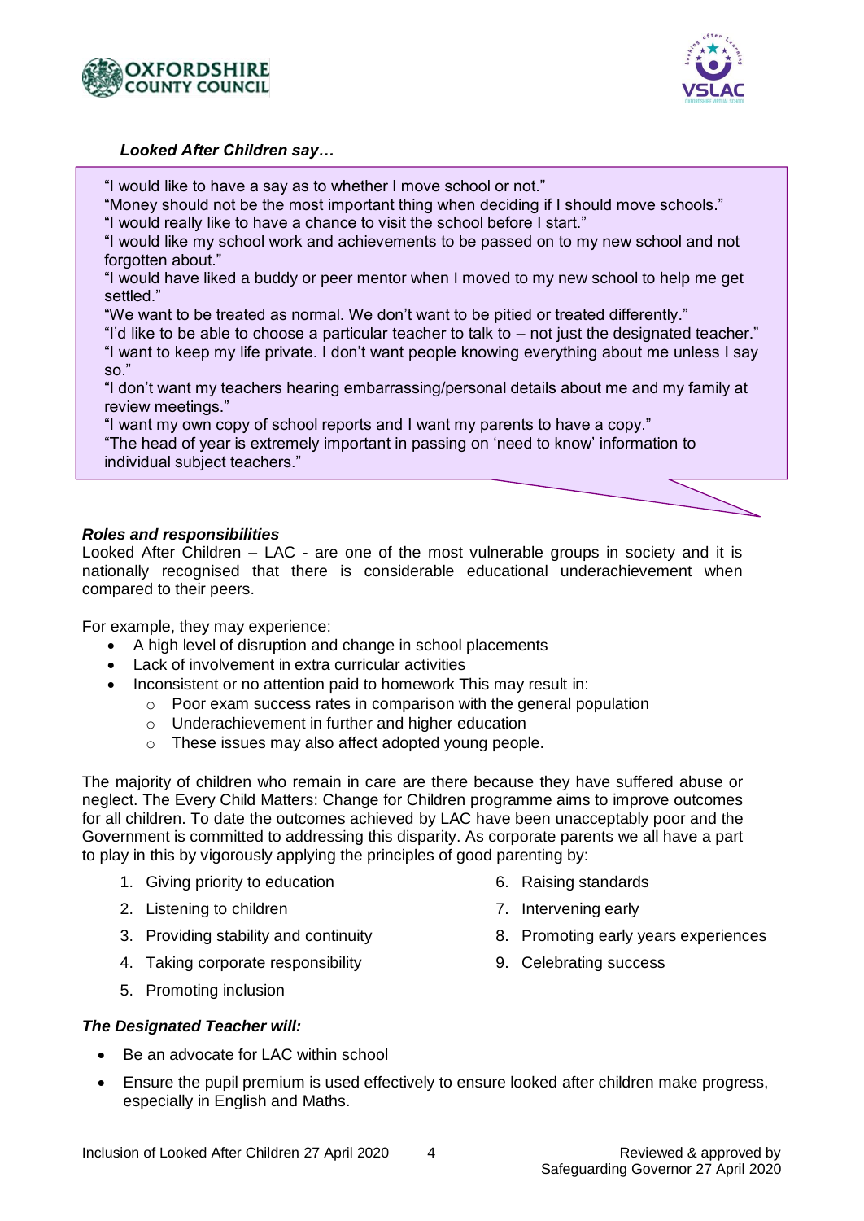***Looked After Children say…***

"I would like to have a say as to whether I move school or not."
"Money should not be the most important thing when deciding if I should move schools."
"I would really like to have a chance to visit the school before I start."
"I would like my school work and achievements to be passed on to my new school and not forgotten about."
"I would have liked a buddy or peer mentor when I moved to my new school to help me get settled."
"We want to be treated as normal. We don't want to be pitied or treated differently."
"I'd like to be able to choose a particular teacher to talk to – not just the designated teacher."
"I want to keep my life private. I don't want people knowing everything about me unless I say so."
"I don't want my teachers hearing embarrassing/personal details about me and my family at review meetings."
"I want my own copy of school reports and I want my parents to have a copy."
"The head of year is extremely important in passing on 'need to know' information to individual subject teachers."

***Roles and responsibilities***

Looked After Children – LAC - are one of the most vulnerable groups in society and it is nationally recognised that there is considerable educational underachievement when compared to their peers.

For example, they may experience:

- A high level of disruption and change in school placements
- Lack of involvement in extra curricular activities
- Inconsistent or no attention paid to homework This may result in:
  - Poor exam success rates in comparison with the general population
  - Underachievement in further and higher education
  - These issues may also affect adopted young people.

The majority of children who remain in care are there because they have suffered abuse or neglect. The Every Child Matters: Change for Children programme aims to improve outcomes for all children. To date the outcomes achieved by LAC have been unacceptably poor and the Government is committed to addressing this disparity. As corporate parents we all have a part to play in this by vigorously applying the principles of good parenting by:

1. Giving priority to education
2. Listening to children
3. Providing stability and continuity
4. Taking corporate responsibility
5. Promoting inclusion
6. Raising standards
7. Intervening early
8. Promoting early years experiences
9. Celebrating success

***The Designated Teacher will:***

- Be an advocate for LAC within school
- Ensure the pupil premium is used effectively to ensure looked after children make progress, especially in English and Maths.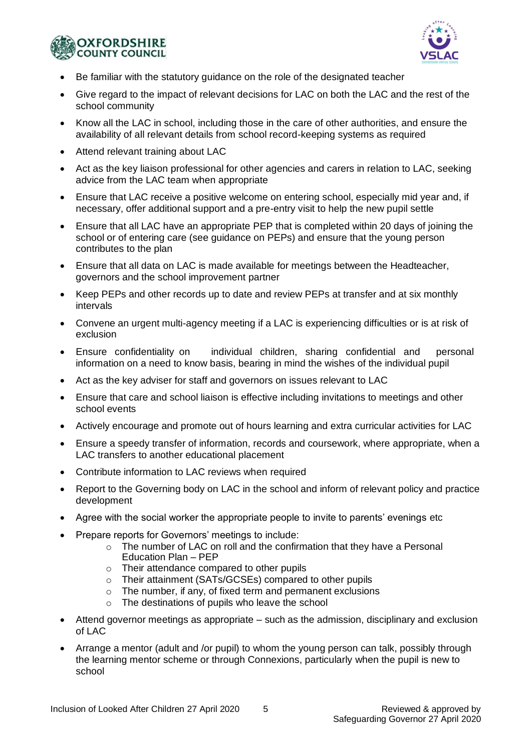- Be familiar with the statutory guidance on the role of the designated teacher
- Give regard to the impact of relevant decisions for LAC on both the LAC and the rest of the school community
- Know all the LAC in school, including those in the care of other authorities, and ensure the availability of all relevant details from school record-keeping systems as required
- Attend relevant training about LAC
- Act as the key liaison professional for other agencies and carers in relation to LAC, seeking advice from the LAC team when appropriate
- Ensure that LAC receive a positive welcome on entering school, especially mid year and, if necessary, offer additional support and a pre-entry visit to help the new pupil settle
- Ensure that all LAC have an appropriate PEP that is completed within 20 days of joining the school or of entering care (see guidance on PEPs) and ensure that the young person contributes to the plan
- Ensure that all data on LAC is made available for meetings between the Headteacher, governors and the school improvement partner
- Keep PEPs and other records up to date and review PEPs at transfer and at six monthly intervals
- Convene an urgent multi-agency meeting if a LAC is experiencing difficulties or is at risk of exclusion
- Ensure confidentiality on individual children, sharing confidential and personal information on a need to know basis, bearing in mind the wishes of the individual pupil
- Act as the key adviser for staff and governors on issues relevant to LAC
- Ensure that care and school liaison is effective including invitations to meetings and other school events
- Actively encourage and promote out of hours learning and extra curricular activities for LAC
- Ensure a speedy transfer of information, records and coursework, where appropriate, when a LAC transfers to another educational placement
- Contribute information to LAC reviews when required
- Report to the Governing body on LAC in the school and inform of relevant policy and practice development
- Agree with the social worker the appropriate people to invite to parents' evenings etc
- Prepare reports for Governors' meetings to include:
    - The number of LAC on roll and the confirmation that they have a Personal Education Plan – PEP
    - Their attendance compared to other pupils
    - Their attainment (SATs/GCSEs) compared to other pupils
    - The number, if any, of fixed term and permanent exclusions
    - The destinations of pupils who leave the school
- Attend governor meetings as appropriate – such as the admission, disciplinary and exclusion of LAC
- Arrange a mentor (adult and /or pupil) to whom the young person can talk, possibly through the learning mentor scheme or through Connexions, particularly when the pupil is new to school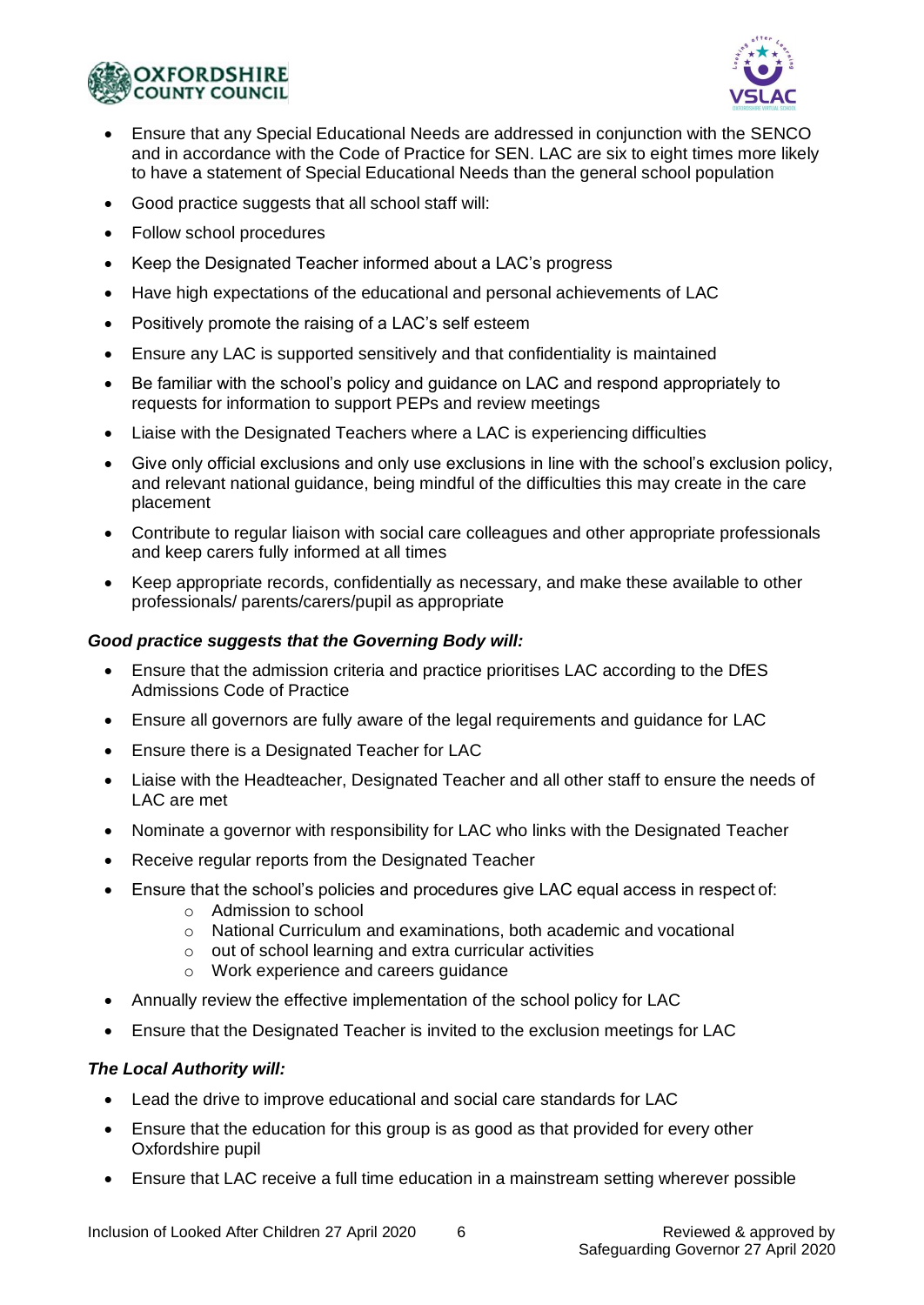- Ensure that any Special Educational Needs are addressed in conjunction with the SENCO and in accordance with the Code of Practice for SEN. LAC are six to eight times more likely to have a statement of Special Educational Needs than the general school population
- Good practice suggests that all school staff will:
- Follow school procedures
- Keep the Designated Teacher informed about a LAC's progress
- Have high expectations of the educational and personal achievements of LAC
- Positively promote the raising of a LAC's self esteem
- Ensure any LAC is supported sensitively and that confidentiality is maintained
- Be familiar with the school's policy and guidance on LAC and respond appropriately to requests for information to support PEPs and review meetings
- Liaise with the Designated Teachers where a LAC is experiencing difficulties
- Give only official exclusions and only use exclusions in line with the school's exclusion policy, and relevant national guidance, being mindful of the difficulties this may create in the care placement
- Contribute to regular liaison with social care colleagues and other appropriate professionals and keep carers fully informed at all times
- Keep appropriate records, confidentially as necessary, and make these available to other professionals/ parents/carers/pupil as appropriate

***Good practice suggests that the Governing Body will:***

- Ensure that the admission criteria and practice prioritises LAC according to the DfES Admissions Code of Practice
- Ensure all governors are fully aware of the legal requirements and guidance for LAC
- Ensure there is a Designated Teacher for LAC
- Liaise with the Headteacher, Designated Teacher and all other staff to ensure the needs of LAC are met
- Nominate a governor with responsibility for LAC who links with the Designated Teacher
- Receive regular reports from the Designated Teacher
- Ensure that the school's policies and procedures give LAC equal access in respect of:
  - Admission to school
  - National Curriculum and examinations, both academic and vocational
  - out of school learning and extra curricular activities
  - Work experience and careers guidance
- Annually review the effective implementation of the school policy for LAC
- Ensure that the Designated Teacher is invited to the exclusion meetings for LAC

***The Local Authority will:***

- Lead the drive to improve educational and social care standards for LAC
- Ensure that the education for this group is as good as that provided for every other Oxfordshire pupil
- Ensure that LAC receive a full time education in a mainstream setting wherever possible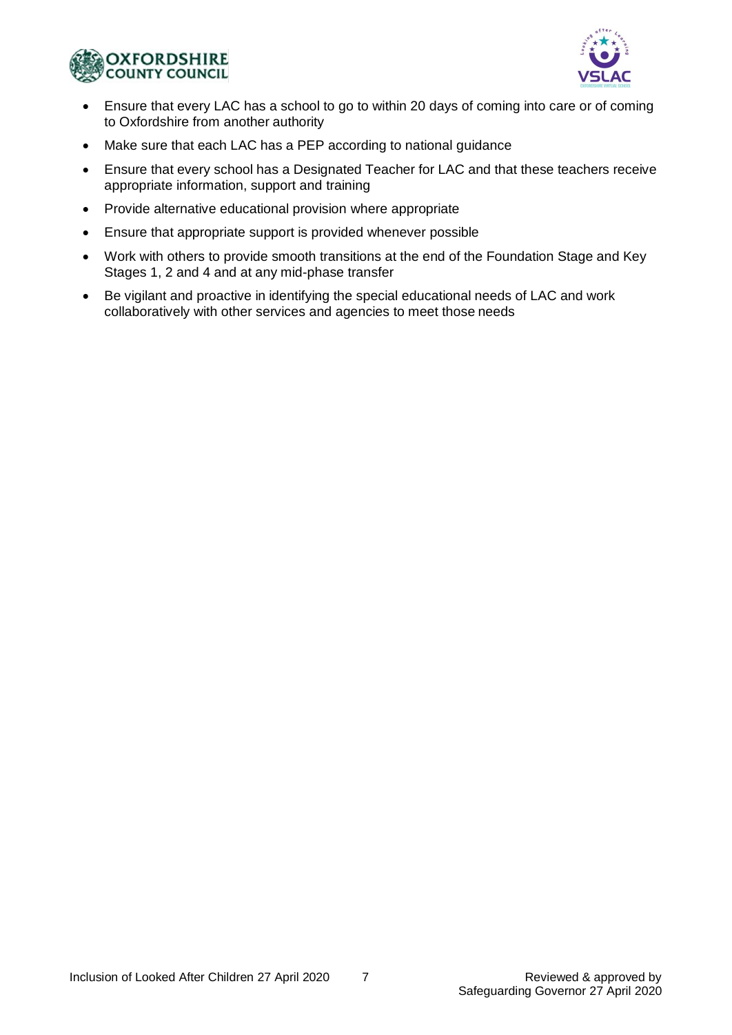- Ensure that every LAC has a school to go to within 20 days of coming into care or of coming to Oxfordshire from another authority
- Make sure that each LAC has a PEP according to national guidance
- Ensure that every school has a Designated Teacher for LAC and that these teachers receive appropriate information, support and training
- Provide alternative educational provision where appropriate
- Ensure that appropriate support is provided whenever possible
- Work with others to provide smooth transitions at the end of the Foundation Stage and Key Stages 1, 2 and 4 and at any mid-phase transfer
- Be vigilant and proactive in identifying the special educational needs of LAC and work collaboratively with other services and agencies to meet those needs